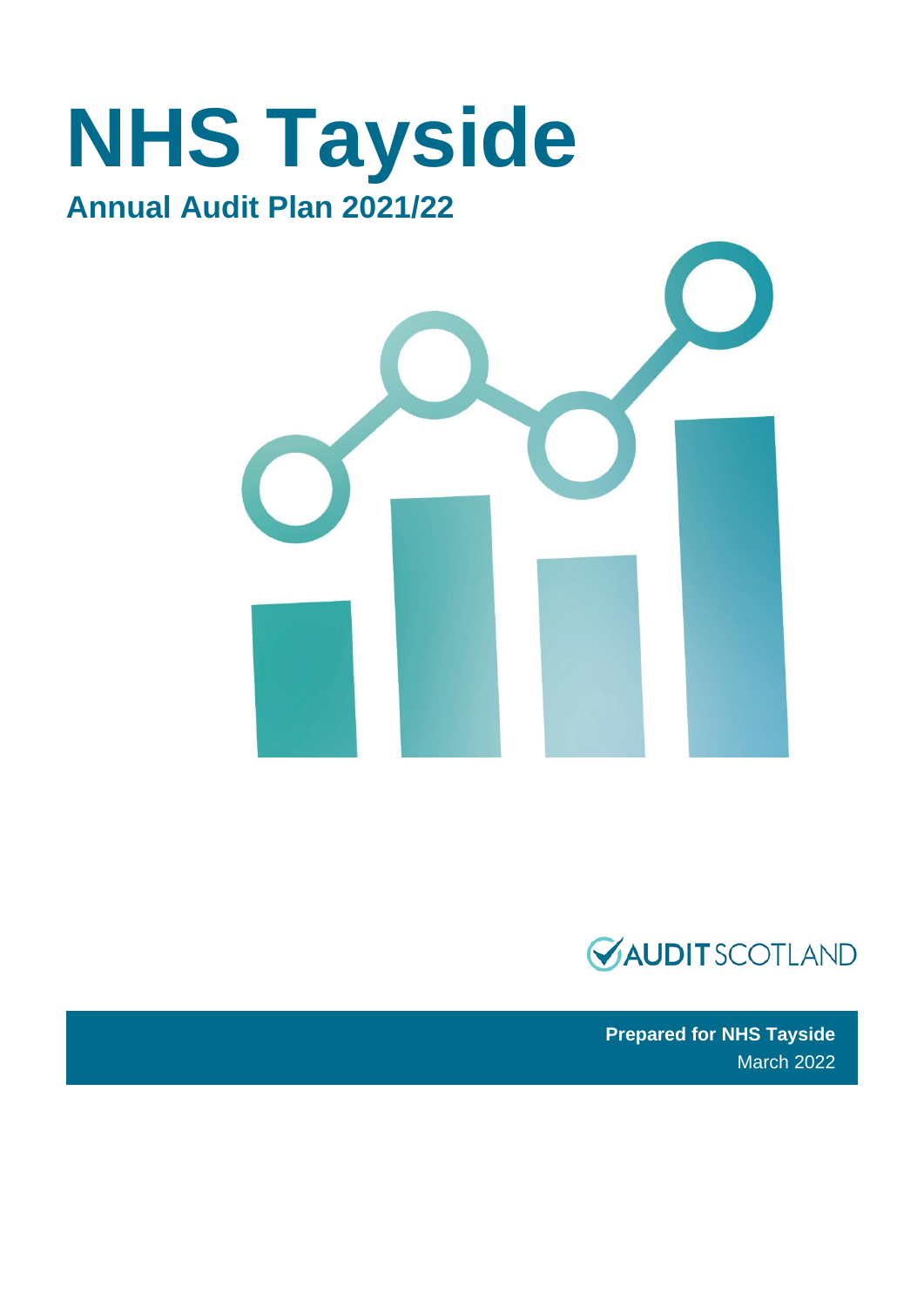# NHS Tayside

## Annual Audit Plan 2021/22

AUDIT SCOTLAND

**Prepared for NHS Tayside**
March 2022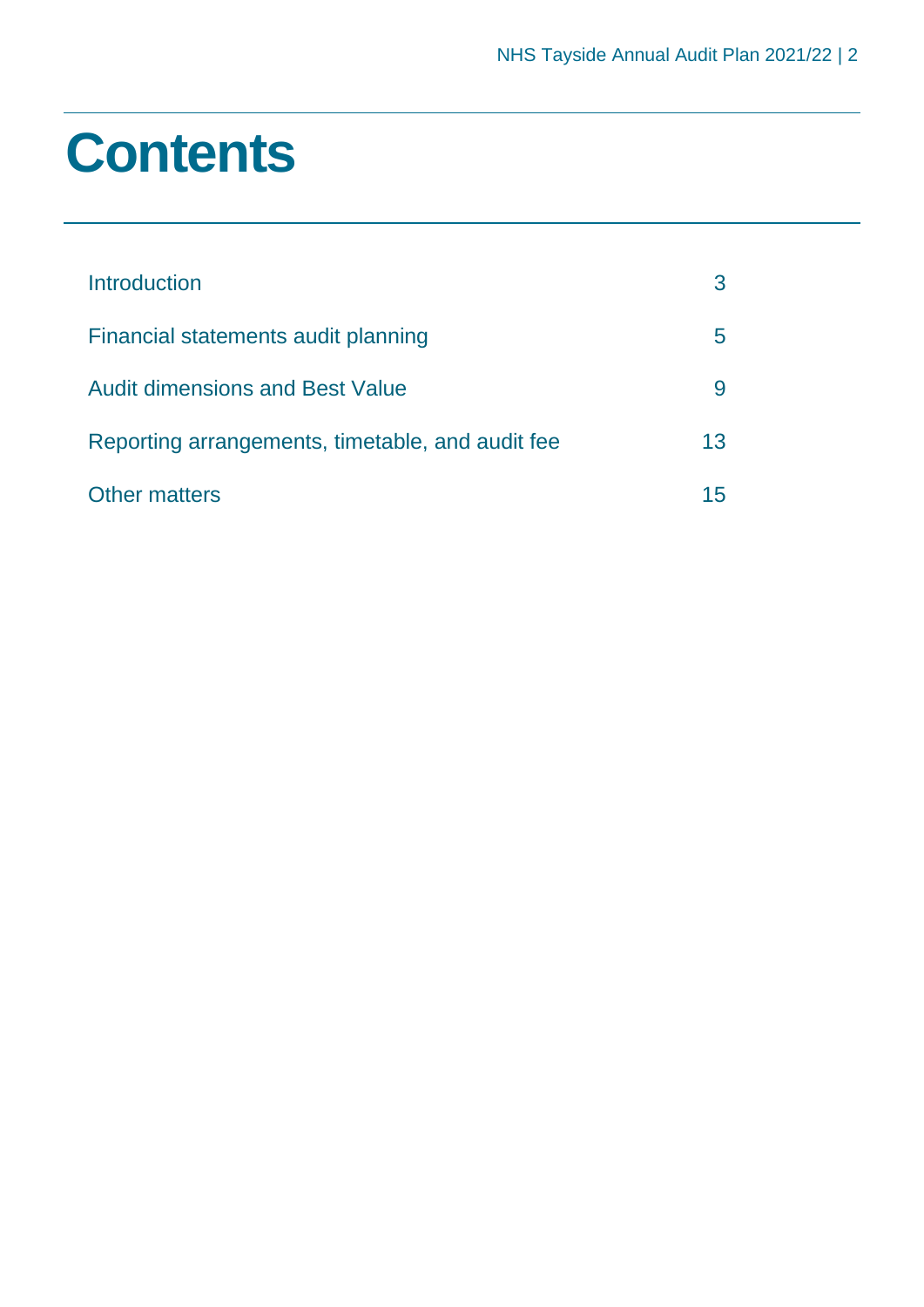# Contents

| | |
|---|---|
| Introduction | 3 |
| Financial statements audit planning | 5 |
| Audit dimensions and Best Value | 9 |
| Reporting arrangements, timetable, and audit fee | 13 |
| Other matters | 15 |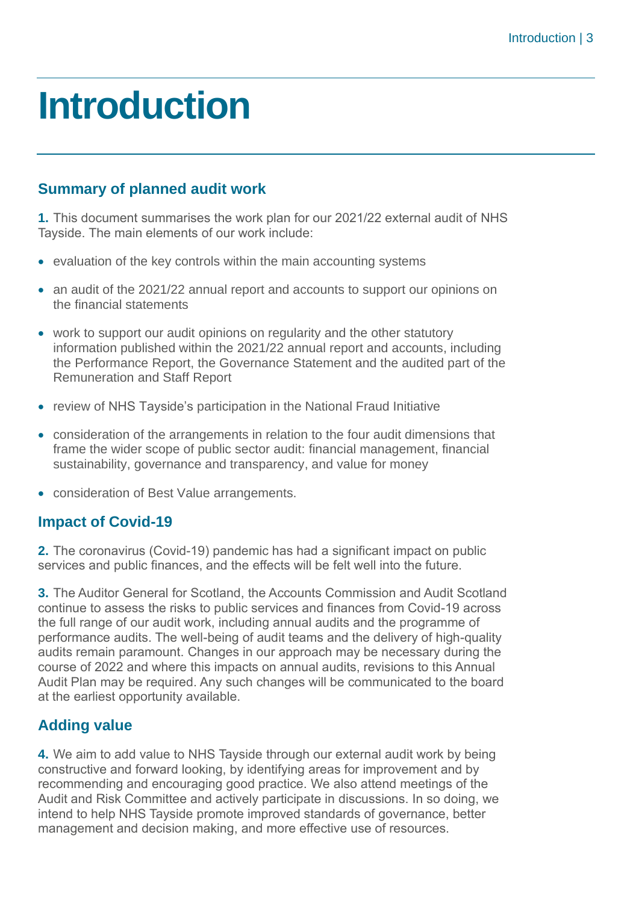# Introduction

## Summary of planned audit work

**1.** This document summarises the work plan for our 2021/22 external audit of NHS Tayside. The main elements of our work include:

- evaluation of the key controls within the main accounting systems
- an audit of the 2021/22 annual report and accounts to support our opinions on the financial statements
- work to support our audit opinions on regularity and the other statutory information published within the 2021/22 annual report and accounts, including the Performance Report, the Governance Statement and the audited part of the Remuneration and Staff Report
- review of NHS Tayside's participation in the National Fraud Initiative
- consideration of the arrangements in relation to the four audit dimensions that frame the wider scope of public sector audit: financial management, financial sustainability, governance and transparency, and value for money
- consideration of Best Value arrangements.

## Impact of Covid-19

**2.** The coronavirus (Covid-19) pandemic has had a significant impact on public services and public finances, and the effects will be felt well into the future.

**3.** The Auditor General for Scotland, the Accounts Commission and Audit Scotland continue to assess the risks to public services and finances from Covid-19 across the full range of our audit work, including annual audits and the programme of performance audits. The well-being of audit teams and the delivery of high-quality audits remain paramount. Changes in our approach may be necessary during the course of 2022 and where this impacts on annual audits, revisions to this Annual Audit Plan may be required. Any such changes will be communicated to the board at the earliest opportunity available.

## Adding value

**4.** We aim to add value to NHS Tayside through our external audit work by being constructive and forward looking, by identifying areas for improvement and by recommending and encouraging good practice. We also attend meetings of the Audit and Risk Committee and actively participate in discussions. In so doing, we intend to help NHS Tayside promote improved standards of governance, better management and decision making, and more effective use of resources.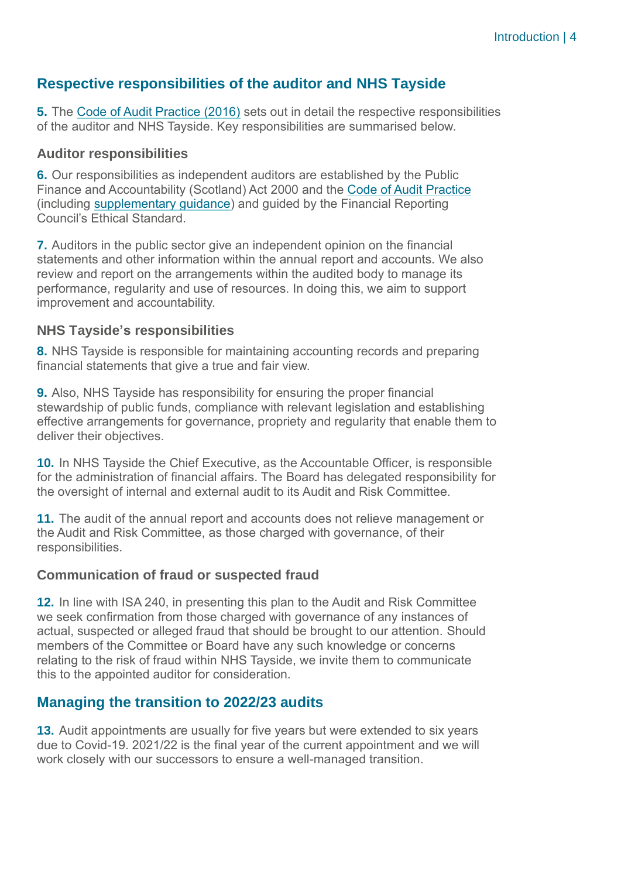## Respective responsibilities of the auditor and NHS Tayside

**5.** The Code of Audit Practice (2016) sets out in detail the respective responsibilities of the auditor and NHS Tayside. Key responsibilities are summarised below.

### Auditor responsibilities

**6.** Our responsibilities as independent auditors are established by the Public Finance and Accountability (Scotland) Act 2000 and the Code of Audit Practice (including supplementary guidance) and guided by the Financial Reporting Council's Ethical Standard.

**7.** Auditors in the public sector give an independent opinion on the financial statements and other information within the annual report and accounts. We also review and report on the arrangements within the audited body to manage its performance, regularity and use of resources. In doing this, we aim to support improvement and accountability.

### NHS Tayside's responsibilities

**8.** NHS Tayside is responsible for maintaining accounting records and preparing financial statements that give a true and fair view.

**9.** Also, NHS Tayside has responsibility for ensuring the proper financial stewardship of public funds, compliance with relevant legislation and establishing effective arrangements for governance, propriety and regularity that enable them to deliver their objectives.

**10.** In NHS Tayside the Chief Executive, as the Accountable Officer, is responsible for the administration of financial affairs. The Board has delegated responsibility for the oversight of internal and external audit to its Audit and Risk Committee.

**11.** The audit of the annual report and accounts does not relieve management or the Audit and Risk Committee, as those charged with governance, of their responsibilities.

### Communication of fraud or suspected fraud

**12.** In line with ISA 240, in presenting this plan to the Audit and Risk Committee we seek confirmation from those charged with governance of any instances of actual, suspected or alleged fraud that should be brought to our attention. Should members of the Committee or Board have any such knowledge or concerns relating to the risk of fraud within NHS Tayside, we invite them to communicate this to the appointed auditor for consideration.

## Managing the transition to 2022/23 audits

**13.** Audit appointments are usually for five years but were extended to six years due to Covid-19. 2021/22 is the final year of the current appointment and we will work closely with our successors to ensure a well-managed transition.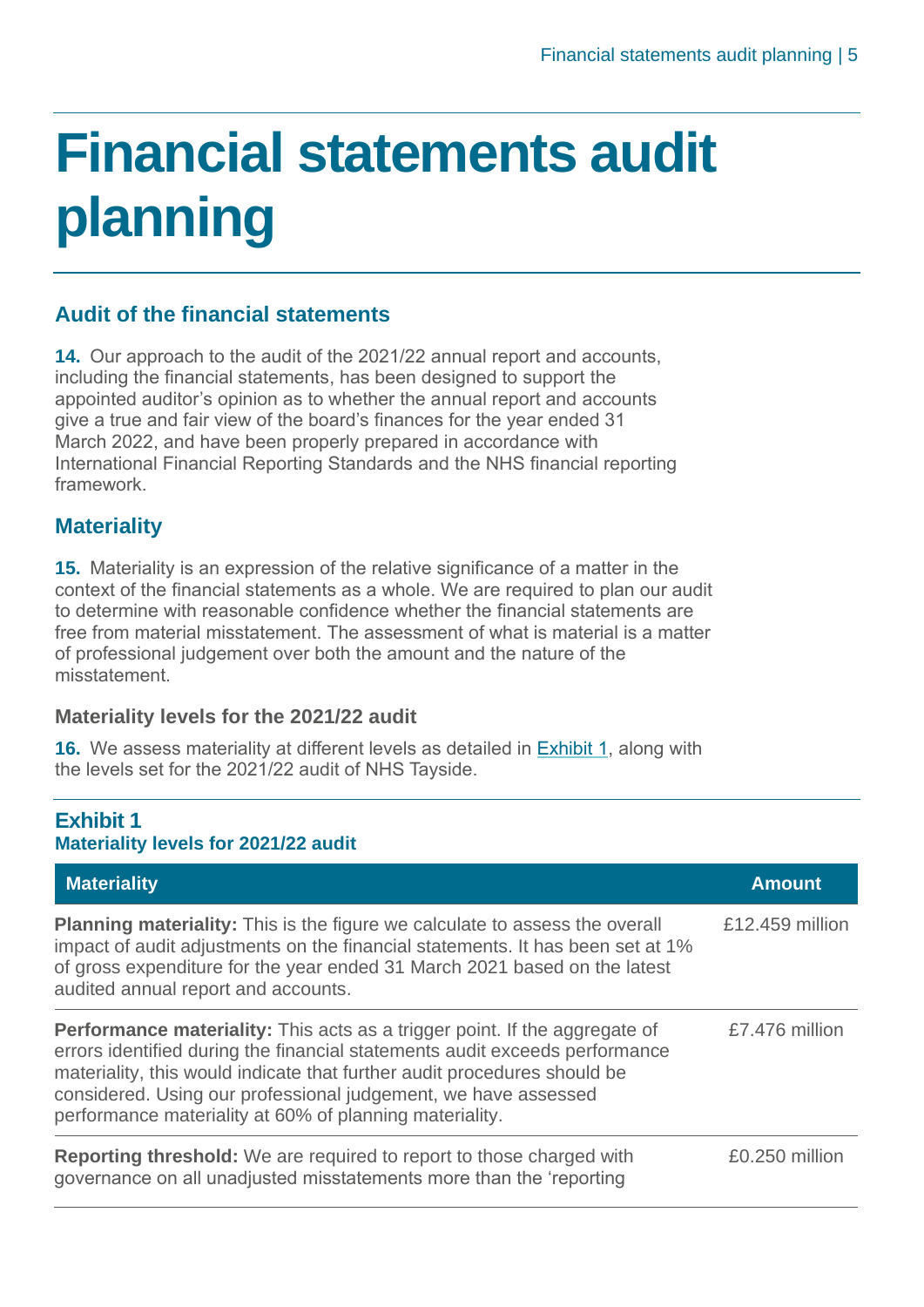# Financial statements audit planning

## Audit of the financial statements

**14.** Our approach to the audit of the 2021/22 annual report and accounts, including the financial statements, has been designed to support the appointed auditor's opinion as to whether the annual report and accounts give a true and fair view of the board's finances for the year ended 31 March 2022, and have been properly prepared in accordance with International Financial Reporting Standards and the NHS financial reporting framework.

## Materiality

**15.** Materiality is an expression of the relative significance of a matter in the context of the financial statements as a whole. We are required to plan our audit to determine with reasonable confidence whether the financial statements are free from material misstatement. The assessment of what is material is a matter of professional judgement over both the amount and the nature of the misstatement.

### Materiality levels for the 2021/22 audit

**16.** We assess materiality at different levels as detailed in Exhibit 1, along with the levels set for the 2021/22 audit of NHS Tayside.

**Exhibit 1**
**Materiality levels for 2021/22 audit**

| Materiality | Amount |
|---|---|
| **Planning materiality:** This is the figure we calculate to assess the overall impact of audit adjustments on the financial statements. It has been set at 1% of gross expenditure for the year ended 31 March 2021 based on the latest audited annual report and accounts. | £12.459 million |
| **Performance materiality:** This acts as a trigger point. If the aggregate of errors identified during the financial statements audit exceeds performance materiality, this would indicate that further audit procedures should be considered. Using our professional judgement, we have assessed performance materiality at 60% of planning materiality. | £7.476 million |
| **Reporting threshold:** We are required to report to those charged with governance on all unadjusted misstatements more than the 'reporting | £0.250 million |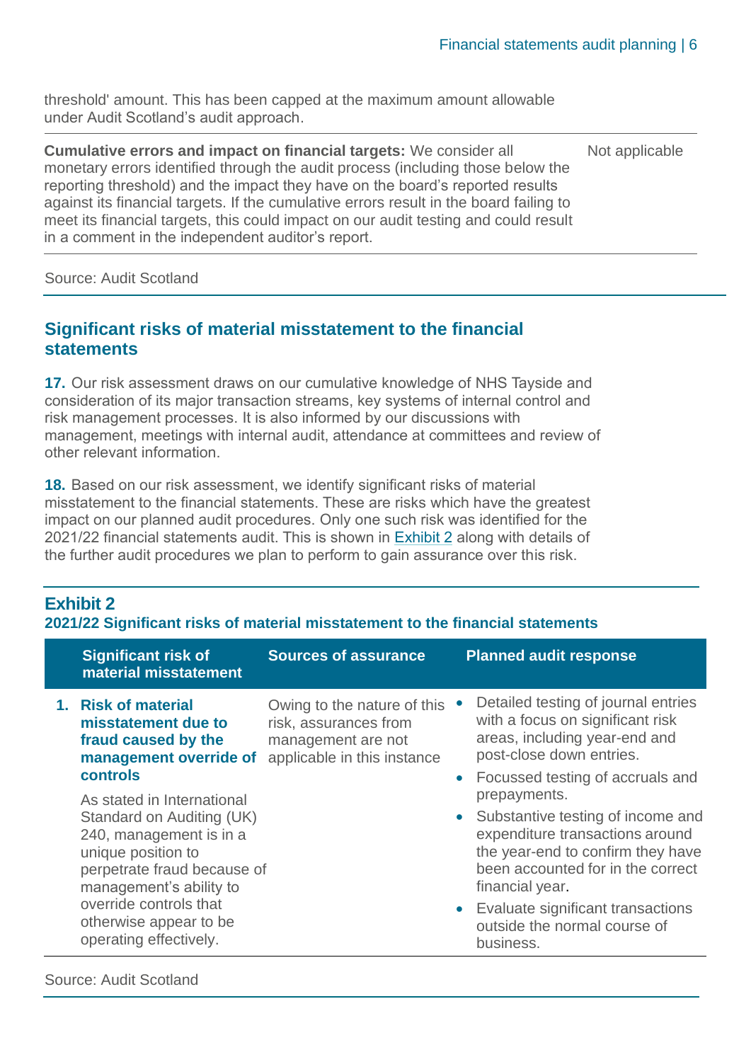| | |
|---|---|
| threshold' amount. This has been capped at the maximum amount allowable under Audit Scotland's audit approach. | |
| **Cumulative errors and impact on financial targets:** We consider all monetary errors identified through the audit process (including those below the reporting threshold) and the impact they have on the board's reported results against its financial targets. If the cumulative errors result in the board failing to meet its financial targets, this could impact on our audit testing and could result in a comment in the independent auditor's report. | Not applicable |

Source: Audit Scotland

## Significant risks of material misstatement to the financial statements

**17.** Our risk assessment draws on our cumulative knowledge of NHS Tayside and consideration of its major transaction streams, key systems of internal control and risk management processes. It is also informed by our discussions with management, meetings with internal audit, attendance at committees and review of other relevant information.

**18.** Based on our risk assessment, we identify significant risks of material misstatement to the financial statements. These are risks which have the greatest impact on our planned audit procedures. Only one such risk was identified for the 2021/22 financial statements audit. This is shown in Exhibit 2 along with details of the further audit procedures we plan to perform to gain assurance over this risk.

**Exhibit 2**
**2021/22 Significant risks of material misstatement to the financial statements**

| Significant risk of material misstatement | Sources of assurance | Planned audit response |
|---|---|---|
| **1. Risk of material misstatement due to fraud caused by the management override of controls**<br><br>As stated in International Standard on Auditing (UK) 240, management is in a unique position to perpetrate fraud because of management's ability to override controls that otherwise appear to be operating effectively. | Owing to the nature of this risk, assurances from management are not applicable in this instance | • Detailed testing of journal entries with a focus on significant risk areas, including year-end and post-close down entries.<br>• Focussed testing of accruals and prepayments.<br>• Substantive testing of income and expenditure transactions around the year-end to confirm they have been accounted for in the correct financial year.<br>• Evaluate significant transactions outside the normal course of business. |

Source: Audit Scotland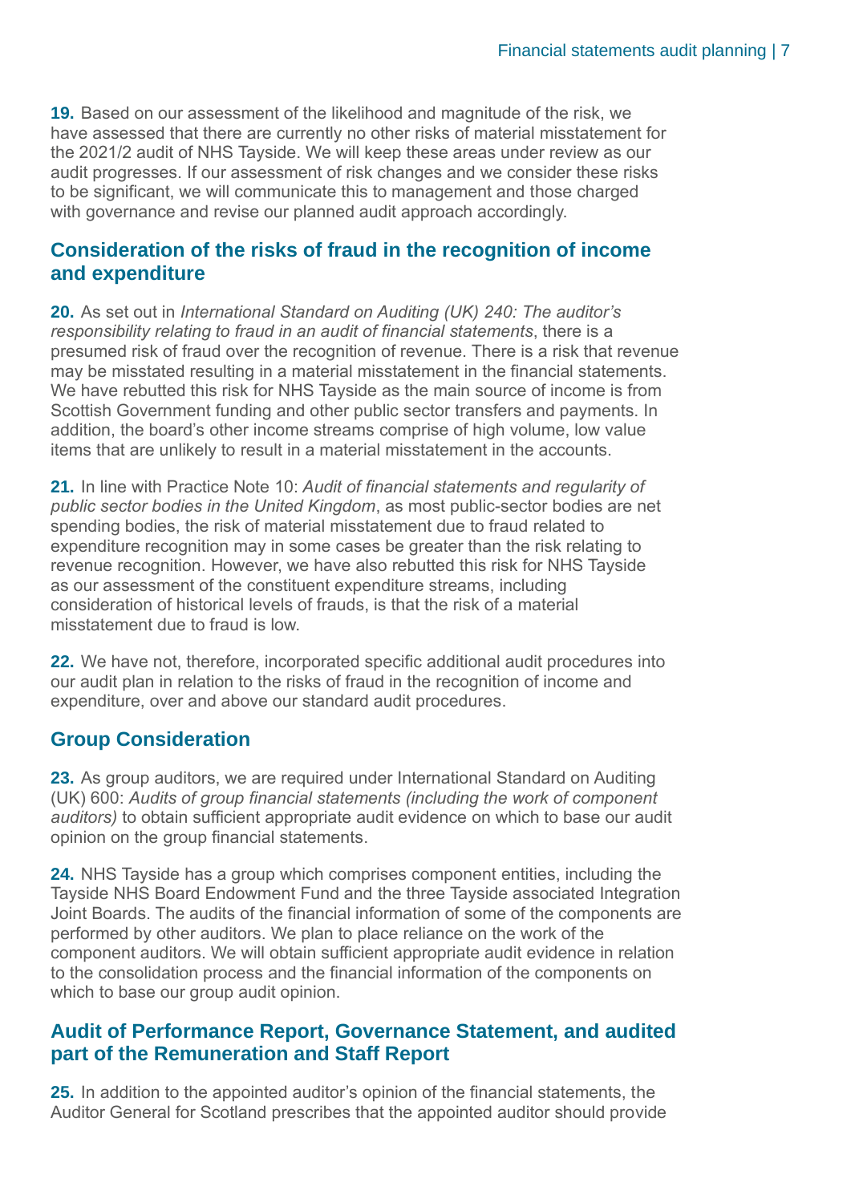**19.** Based on our assessment of the likelihood and magnitude of the risk, we have assessed that there are currently no other risks of material misstatement for the 2021/2 audit of NHS Tayside. We will keep these areas under review as our audit progresses. If our assessment of risk changes and we consider these risks to be significant, we will communicate this to management and those charged with governance and revise our planned audit approach accordingly.

## Consideration of the risks of fraud in the recognition of income and expenditure

**20.** As set out in *International Standard on Auditing (UK) 240: The auditor's responsibility relating to fraud in an audit of financial statements*, there is a presumed risk of fraud over the recognition of revenue. There is a risk that revenue may be misstated resulting in a material misstatement in the financial statements. We have rebutted this risk for NHS Tayside as the main source of income is from Scottish Government funding and other public sector transfers and payments. In addition, the board's other income streams comprise of high volume, low value items that are unlikely to result in a material misstatement in the accounts.

**21.** In line with Practice Note 10: *Audit of financial statements and regularity of public sector bodies in the United Kingdom*, as most public-sector bodies are net spending bodies, the risk of material misstatement due to fraud related to expenditure recognition may in some cases be greater than the risk relating to revenue recognition. However, we have also rebutted this risk for NHS Tayside as our assessment of the constituent expenditure streams, including consideration of historical levels of frauds, is that the risk of a material misstatement due to fraud is low.

**22.** We have not, therefore, incorporated specific additional audit procedures into our audit plan in relation to the risks of fraud in the recognition of income and expenditure, over and above our standard audit procedures.

## Group Consideration

**23.** As group auditors, we are required under International Standard on Auditing (UK) 600: *Audits of group financial statements (including the work of component auditors)* to obtain sufficient appropriate audit evidence on which to base our audit opinion on the group financial statements.

**24.** NHS Tayside has a group which comprises component entities, including the Tayside NHS Board Endowment Fund and the three Tayside associated Integration Joint Boards. The audits of the financial information of some of the components are performed by other auditors. We plan to place reliance on the work of the component auditors. We will obtain sufficient appropriate audit evidence in relation to the consolidation process and the financial information of the components on which to base our group audit opinion.

## Audit of Performance Report, Governance Statement, and audited part of the Remuneration and Staff Report

**25.** In addition to the appointed auditor's opinion of the financial statements, the Auditor General for Scotland prescribes that the appointed auditor should provide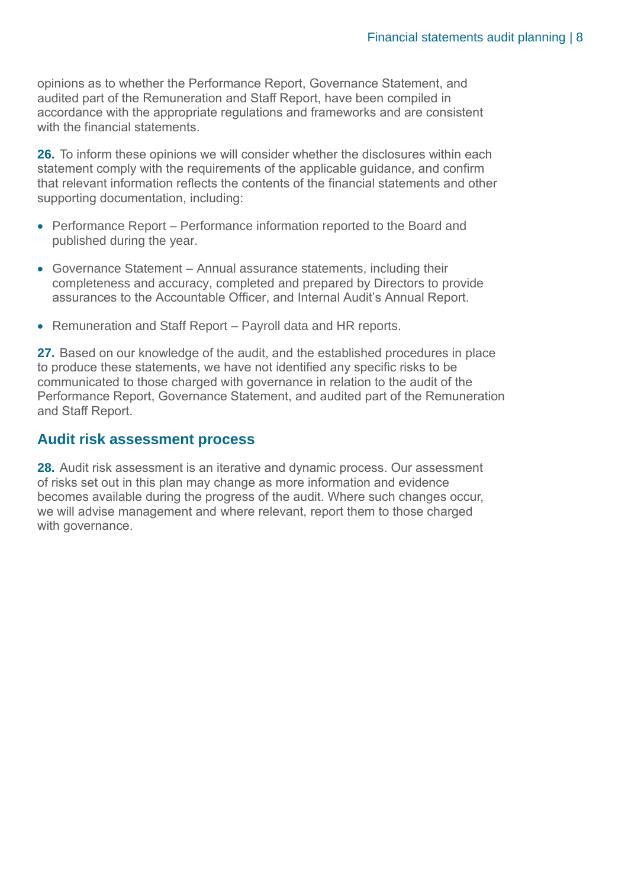opinions as to whether the Performance Report, Governance Statement, and audited part of the Remuneration and Staff Report, have been compiled in accordance with the appropriate regulations and frameworks and are consistent with the financial statements.

**26.** To inform these opinions we will consider whether the disclosures within each statement comply with the requirements of the applicable guidance, and confirm that relevant information reflects the contents of the financial statements and other supporting documentation, including:

- Performance Report – Performance information reported to the Board and published during the year.
- Governance Statement – Annual assurance statements, including their completeness and accuracy, completed and prepared by Directors to provide assurances to the Accountable Officer, and Internal Audit's Annual Report.
- Remuneration and Staff Report – Payroll data and HR reports.

**27.** Based on our knowledge of the audit, and the established procedures in place to produce these statements, we have not identified any specific risks to be communicated to those charged with governance in relation to the audit of the Performance Report, Governance Statement, and audited part of the Remuneration and Staff Report.

## Audit risk assessment process

**28.** Audit risk assessment is an iterative and dynamic process. Our assessment of risks set out in this plan may change as more information and evidence becomes available during the progress of the audit. Where such changes occur, we will advise management and where relevant, report them to those charged with governance.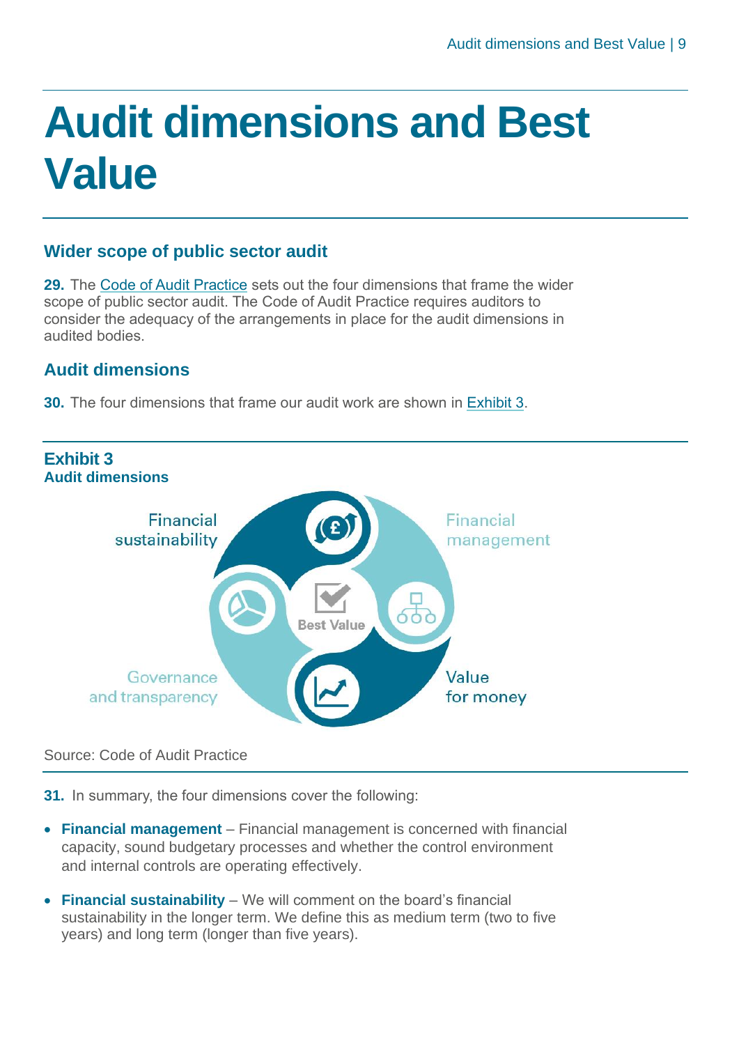# Audit dimensions and Best Value

## Wider scope of public sector audit

**29.** The Code of Audit Practice sets out the four dimensions that frame the wider scope of public sector audit. The Code of Audit Practice requires auditors to consider the adequacy of the arrangements in place for the audit dimensions in audited bodies.

## Audit dimensions

**30.** The four dimensions that frame our audit work are shown in Exhibit 3.

**Exhibit 3**
**Audit dimensions**

Financial sustainability

Financial management

Best Value

Governance and transparency

Value for money

Source: Code of Audit Practice

**31.** In summary, the four dimensions cover the following:

- **Financial management** – Financial management is concerned with financial capacity, sound budgetary processes and whether the control environment and internal controls are operating effectively.
- **Financial sustainability** – We will comment on the board's financial sustainability in the longer term. We define this as medium term (two to five years) and long term (longer than five years).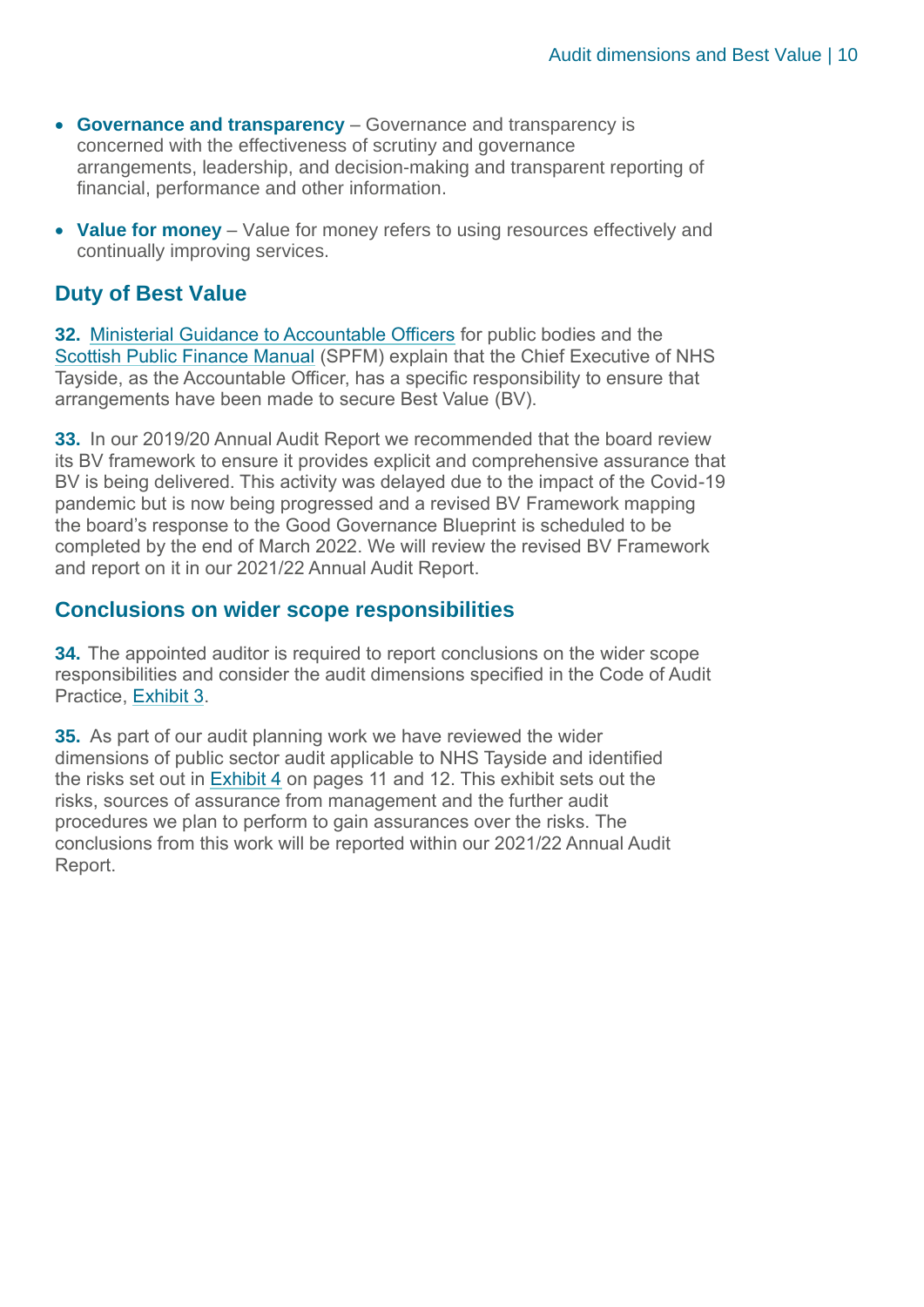- **Governance and transparency** – Governance and transparency is concerned with the effectiveness of scrutiny and governance arrangements, leadership, and decision-making and transparent reporting of financial, performance and other information.
- **Value for money** – Value for money refers to using resources effectively and continually improving services.

## Duty of Best Value

**32.** Ministerial Guidance to Accountable Officers for public bodies and the Scottish Public Finance Manual (SPFM) explain that the Chief Executive of NHS Tayside, as the Accountable Officer, has a specific responsibility to ensure that arrangements have been made to secure Best Value (BV).

**33.** In our 2019/20 Annual Audit Report we recommended that the board review its BV framework to ensure it provides explicit and comprehensive assurance that BV is being delivered. This activity was delayed due to the impact of the Covid-19 pandemic but is now being progressed and a revised BV Framework mapping the board's response to the Good Governance Blueprint is scheduled to be completed by the end of March 2022. We will review the revised BV Framework and report on it in our 2021/22 Annual Audit Report.

## Conclusions on wider scope responsibilities

**34.** The appointed auditor is required to report conclusions on the wider scope responsibilities and consider the audit dimensions specified in the Code of Audit Practice, Exhibit 3.

**35.** As part of our audit planning work we have reviewed the wider dimensions of public sector audit applicable to NHS Tayside and identified the risks set out in Exhibit 4 on pages 11 and 12. This exhibit sets out the risks, sources of assurance from management and the further audit procedures we plan to perform to gain assurances over the risks. The conclusions from this work will be reported within our 2021/22 Annual Audit Report.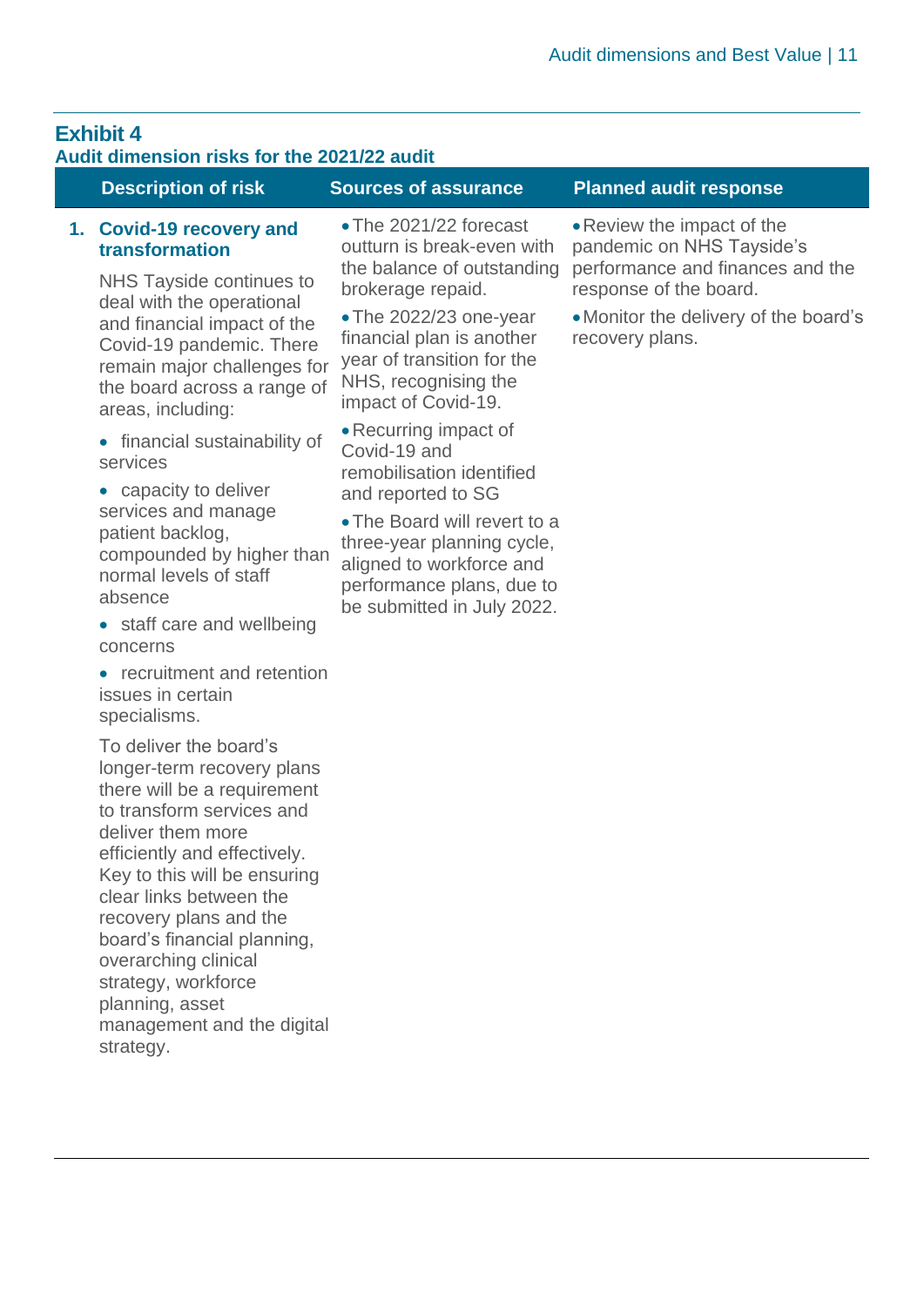## Exhibit 4

### Audit dimension risks for the 2021/22 audit

| Description of risk | Sources of assurance | Planned audit response |
|---|---|---|
| **1. Covid-19 recovery and transformation**<br><br>NHS Tayside continues to deal with the operational and financial impact of the Covid-19 pandemic. There remain major challenges for the board across a range of areas, including:<br>• financial sustainability of services<br>• capacity to deliver services and manage patient backlog, compounded by higher than normal levels of staff absence<br>• staff care and wellbeing concerns<br>• recruitment and retention issues in certain specialisms.<br><br>To deliver the board's longer-term recovery plans there will be a requirement to transform services and deliver them more efficiently and effectively. Key to this will be ensuring clear links between the recovery plans and the board's financial planning, overarching clinical strategy, workforce planning, asset management and the digital strategy. | • The 2021/22 forecast outturn is break-even with the balance of outstanding brokerage repaid.<br>• The 2022/23 one-year financial plan is another year of transition for the NHS, recognising the impact of Covid-19.<br>• Recurring impact of Covid-19 and remobilisation identified and reported to SG<br>• The Board will revert to a three-year planning cycle, aligned to workforce and performance plans, due to be submitted in July 2022. | • Review the impact of the pandemic on NHS Tayside's performance and finances and the response of the board.<br>• Monitor the delivery of the board's recovery plans. |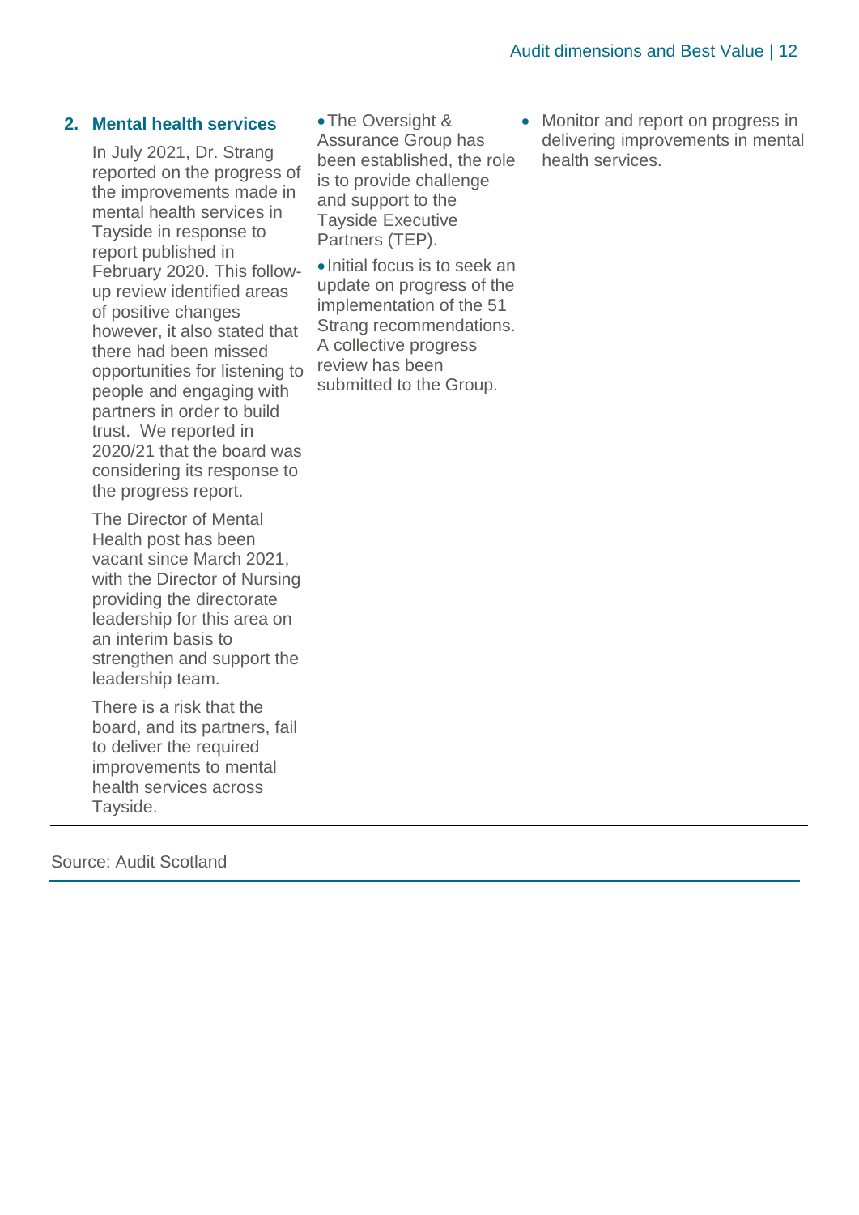| | | |
|---|---|---|
| **2. Mental health services**<br><br>In July 2021, Dr. Strang reported on the progress of the improvements made in mental health services in Tayside in response to report published in February 2020. This follow-up review identified areas of positive changes however, it also stated that there had been missed opportunities for listening to people and engaging with partners in order to build trust. We reported in 2020/21 that the board was considering its response to the progress report.<br><br>The Director of Mental Health post has been vacant since March 2021, with the Director of Nursing providing the directorate leadership for this area on an interim basis to strengthen and support the leadership team.<br><br>There is a risk that the board, and its partners, fail to deliver the required improvements to mental health services across Tayside. | • The Oversight & Assurance Group has been established, the role is to provide challenge and support to the Tayside Executive Partners (TEP).<br><br>• Initial focus is to seek an update on progress of the implementation of the 51 Strang recommendations. A collective progress review has been submitted to the Group. | • Monitor and report on progress in delivering improvements in mental health services. |

Source: Audit Scotland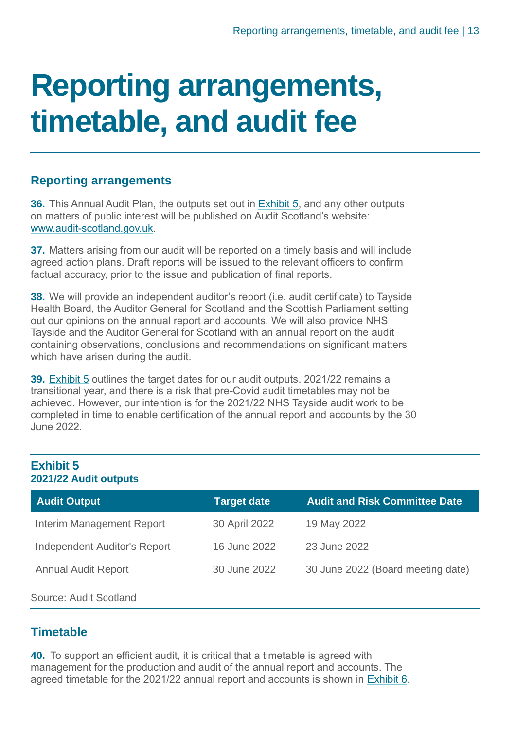# Reporting arrangements, timetable, and audit fee

## Reporting arrangements

**36.** This Annual Audit Plan, the outputs set out in Exhibit 5, and any other outputs on matters of public interest will be published on Audit Scotland's website: www.audit-scotland.gov.uk.

**37.** Matters arising from our audit will be reported on a timely basis and will include agreed action plans. Draft reports will be issued to the relevant officers to confirm factual accuracy, prior to the issue and publication of final reports.

**38.** We will provide an independent auditor's report (i.e. audit certificate) to Tayside Health Board, the Auditor General for Scotland and the Scottish Parliament setting out our opinions on the annual report and accounts. We will also provide NHS Tayside and the Auditor General for Scotland with an annual report on the audit containing observations, conclusions and recommendations on significant matters which have arisen during the audit.

**39.** Exhibit 5 outlines the target dates for our audit outputs. 2021/22 remains a transitional year, and there is a risk that pre-Covid audit timetables may not be achieved. However, our intention is for the 2021/22 NHS Tayside audit work to be completed in time to enable certification of the annual report and accounts by the 30 June 2022.

**Exhibit 5**
**2021/22 Audit outputs**

| Audit Output | Target date | Audit and Risk Committee Date |
|---|---|---|
| Interim Management Report | 30 April 2022 | 19 May 2022 |
| Independent Auditor's Report | 16 June 2022 | 23 June 2022 |
| Annual Audit Report | 30 June 2022 | 30 June 2022 (Board meeting date) |

Source: Audit Scotland

## Timetable

**40.** To support an efficient audit, it is critical that a timetable is agreed with management for the production and audit of the annual report and accounts. The agreed timetable for the 2021/22 annual report and accounts is shown in Exhibit 6.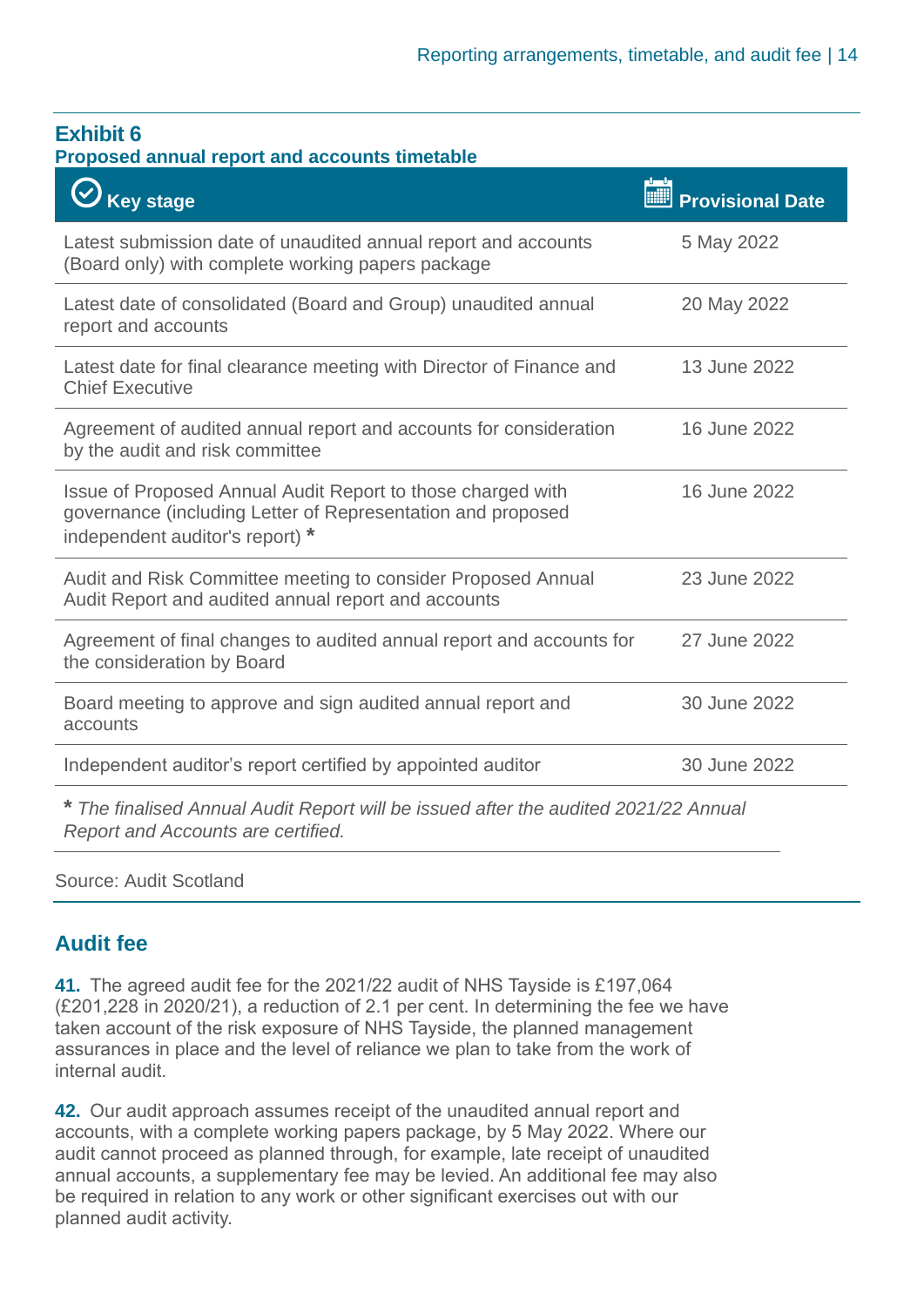**Exhibit 6**
**Proposed annual report and accounts timetable**

| Key stage | Provisional Date |
|---|---|
| Latest submission date of unaudited annual report and accounts (Board only) with complete working papers package | 5 May 2022 |
| Latest date of consolidated (Board and Group) unaudited annual report and accounts | 20 May 2022 |
| Latest date for final clearance meeting with Director of Finance and Chief Executive | 13 June 2022 |
| Agreement of audited annual report and accounts for consideration by the audit and risk committee | 16 June 2022 |
| Issue of Proposed Annual Audit Report to those charged with governance (including Letter of Representation and proposed independent auditor's report) * | 16 June 2022 |
| Audit and Risk Committee meeting to consider Proposed Annual Audit Report and audited annual report and accounts | 23 June 2022 |
| Agreement of final changes to audited annual report and accounts for the consideration by Board | 27 June 2022 |
| Board meeting to approve and sign audited annual report and accounts | 30 June 2022 |
| Independent auditor's report certified by appointed auditor | 30 June 2022 |

\* *The finalised Annual Audit Report will be issued after the audited 2021/22 Annual Report and Accounts are certified.*

Source: Audit Scotland

## Audit fee

**41.** The agreed audit fee for the 2021/22 audit of NHS Tayside is £197,064 (£201,228 in 2020/21), a reduction of 2.1 per cent. In determining the fee we have taken account of the risk exposure of NHS Tayside, the planned management assurances in place and the level of reliance we plan to take from the work of internal audit.

**42.** Our audit approach assumes receipt of the unaudited annual report and accounts, with a complete working papers package, by 5 May 2022. Where our audit cannot proceed as planned through, for example, late receipt of unaudited annual accounts, a supplementary fee may be levied. An additional fee may also be required in relation to any work or other significant exercises out with our planned audit activity.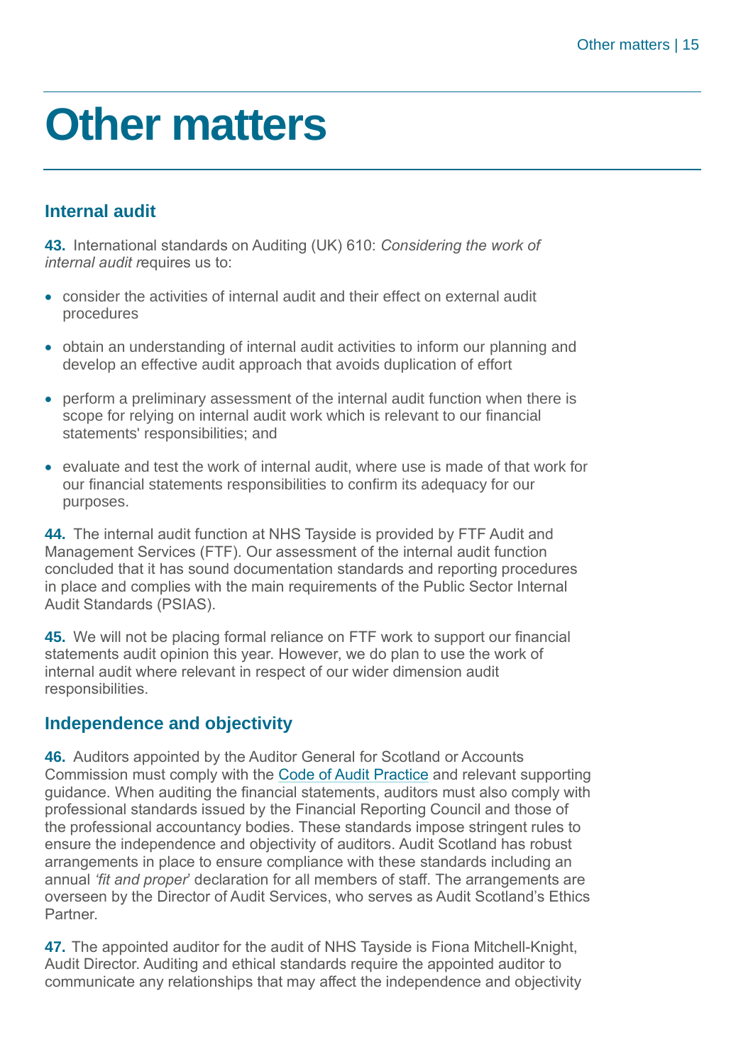# Other matters

## Internal audit

**43.** International standards on Auditing (UK) 610: *Considering the work of internal audit r*equires us to:

- consider the activities of internal audit and their effect on external audit procedures
- obtain an understanding of internal audit activities to inform our planning and develop an effective audit approach that avoids duplication of effort
- perform a preliminary assessment of the internal audit function when there is scope for relying on internal audit work which is relevant to our financial statements' responsibilities; and
- evaluate and test the work of internal audit, where use is made of that work for our financial statements responsibilities to confirm its adequacy for our purposes.

**44.** The internal audit function at NHS Tayside is provided by FTF Audit and Management Services (FTF). Our assessment of the internal audit function concluded that it has sound documentation standards and reporting procedures in place and complies with the main requirements of the Public Sector Internal Audit Standards (PSIAS).

**45.** We will not be placing formal reliance on FTF work to support our financial statements audit opinion this year. However, we do plan to use the work of internal audit where relevant in respect of our wider dimension audit responsibilities.

## Independence and objectivity

**46.** Auditors appointed by the Auditor General for Scotland or Accounts Commission must comply with the Code of Audit Practice and relevant supporting guidance. When auditing the financial statements, auditors must also comply with professional standards issued by the Financial Reporting Council and those of the professional accountancy bodies. These standards impose stringent rules to ensure the independence and objectivity of auditors. Audit Scotland has robust arrangements in place to ensure compliance with these standards including an annual *'fit and proper*' declaration for all members of staff. The arrangements are overseen by the Director of Audit Services, who serves as Audit Scotland's Ethics Partner.

**47.** The appointed auditor for the audit of NHS Tayside is Fiona Mitchell-Knight, Audit Director. Auditing and ethical standards require the appointed auditor to communicate any relationships that may affect the independence and objectivity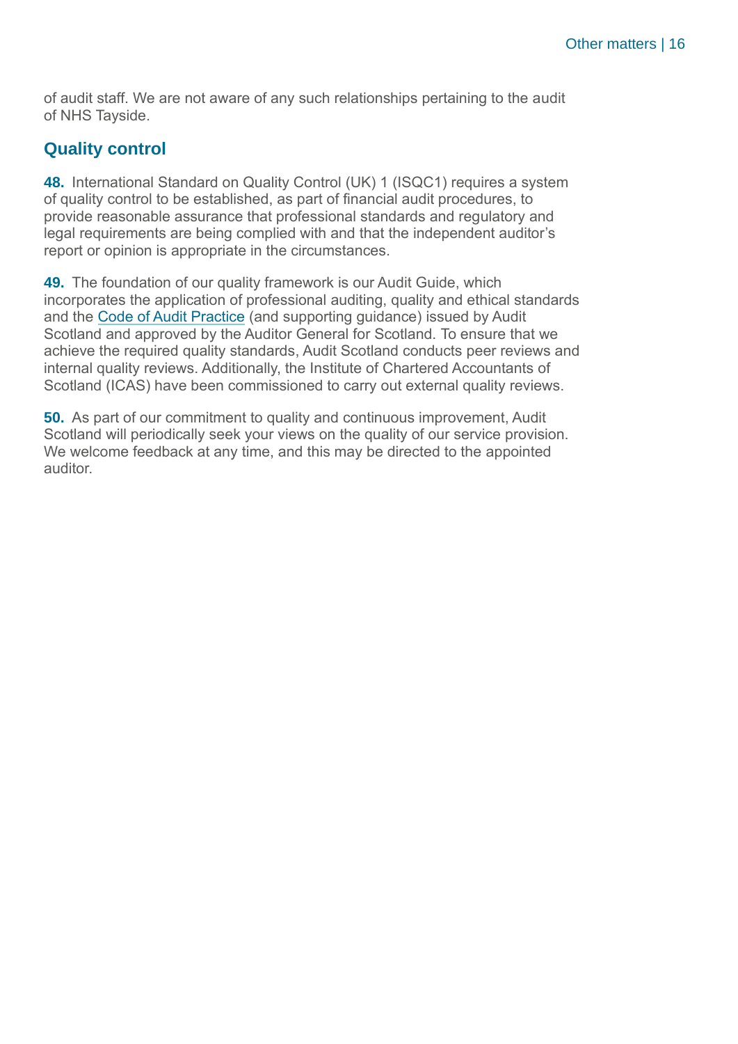of audit staff. We are not aware of any such relationships pertaining to the audit of NHS Tayside.

## Quality control

**48.** International Standard on Quality Control (UK) 1 (ISQC1) requires a system of quality control to be established, as part of financial audit procedures, to provide reasonable assurance that professional standards and regulatory and legal requirements are being complied with and that the independent auditor's report or opinion is appropriate in the circumstances.

**49.** The foundation of our quality framework is our Audit Guide, which incorporates the application of professional auditing, quality and ethical standards and the Code of Audit Practice (and supporting guidance) issued by Audit Scotland and approved by the Auditor General for Scotland. To ensure that we achieve the required quality standards, Audit Scotland conducts peer reviews and internal quality reviews. Additionally, the Institute of Chartered Accountants of Scotland (ICAS) have been commissioned to carry out external quality reviews.

**50.** As part of our commitment to quality and continuous improvement, Audit Scotland will periodically seek your views on the quality of our service provision. We welcome feedback at any time, and this may be directed to the appointed auditor.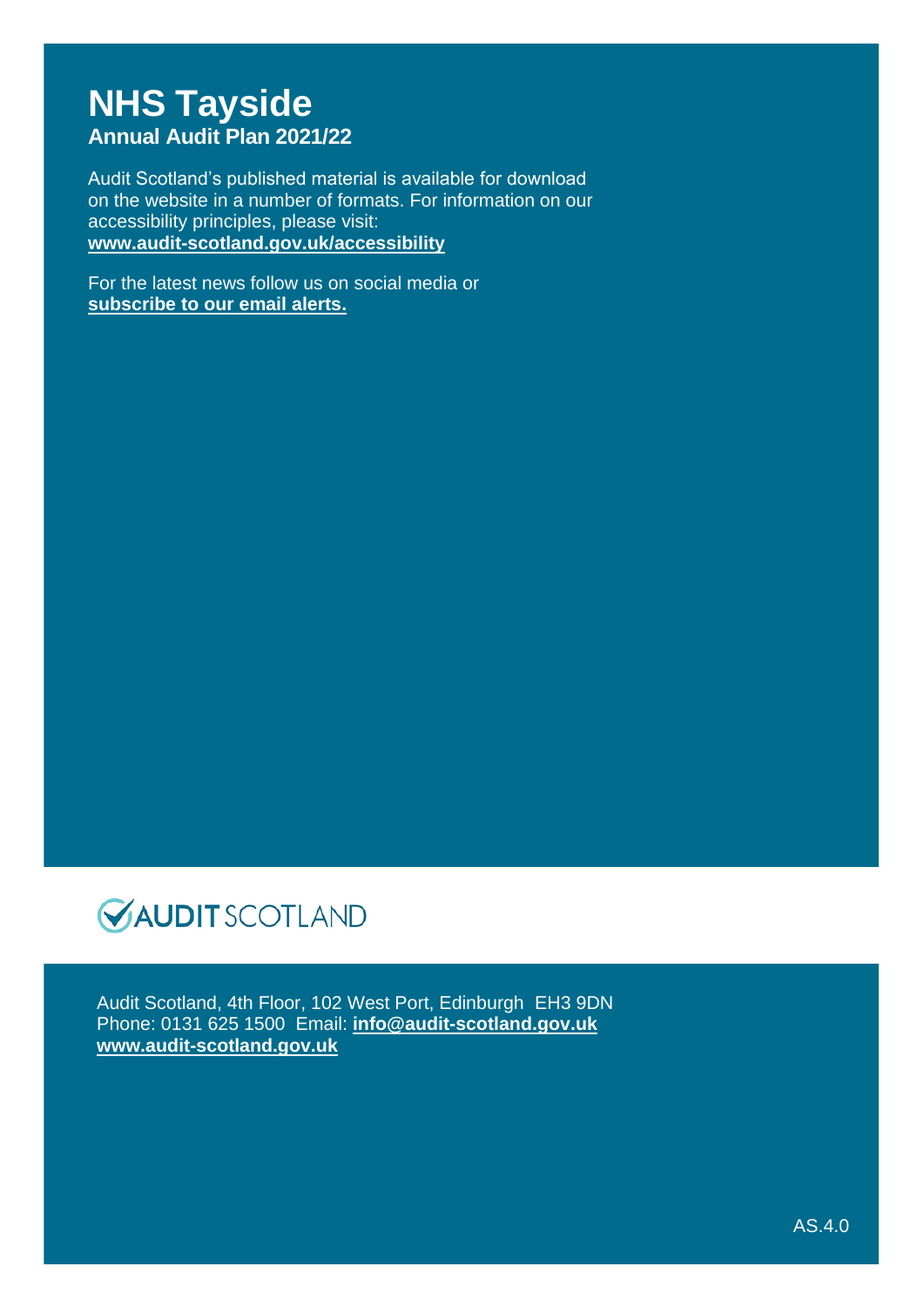# NHS Tayside

**Annual Audit Plan 2021/22**

Audit Scotland's published material is available for download on the website in a number of formats. For information on our accessibility principles, please visit:
**www.audit-scotland.gov.uk/accessibility**

For the latest news follow us on social media or **subscribe to our email alerts.**

AUDIT SCOTLAND

Audit Scotland, 4th Floor, 102 West Port, Edinburgh EH3 9DN
Phone: 0131 625 1500 Email: **info@audit-scotland.gov.uk**
**www.audit-scotland.gov.uk**

AS.4.0